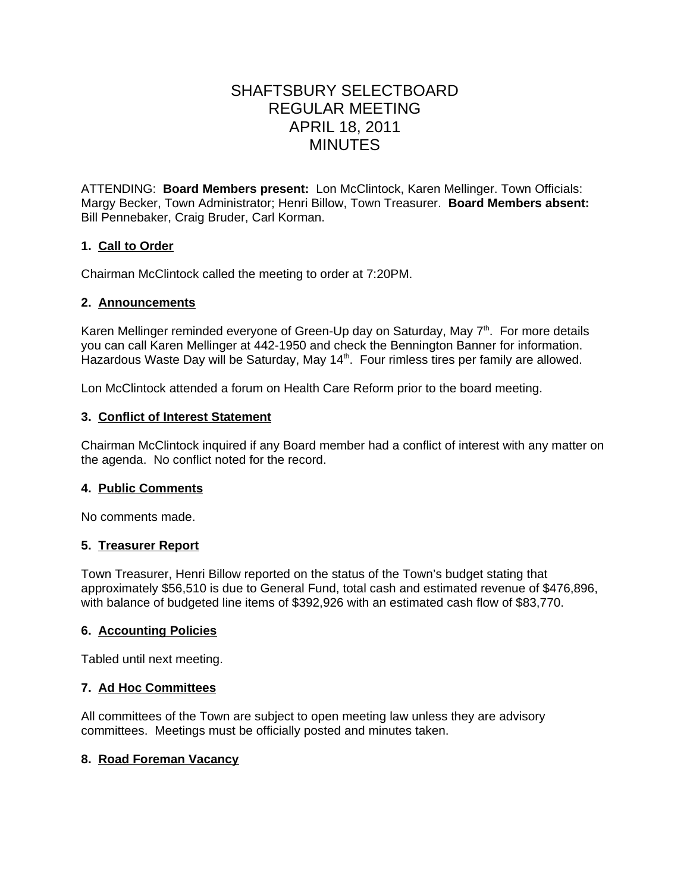# SHAFTSBURY SELECTBOARD
# REGULAR MEETING
# APRIL 18, 2011
# MINUTES

ATTENDING: **Board Members present:** Lon McClintock, Karen Mellinger. Town Officials: Margy Becker, Town Administrator; Henri Billow, Town Treasurer. **Board Members absent:** Bill Pennebaker, Craig Bruder, Carl Korman.

### 1. Call to Order

Chairman McClintock called the meeting to order at 7:20PM.

### 2. Announcements

Karen Mellinger reminded everyone of Green-Up day on Saturday, May 7th. For more details you can call Karen Mellinger at 442-1950 and check the Bennington Banner for information. Hazardous Waste Day will be Saturday, May 14th. Four rimless tires per family are allowed.

Lon McClintock attended a forum on Health Care Reform prior to the board meeting.

### 3. Conflict of Interest Statement

Chairman McClintock inquired if any Board member had a conflict of interest with any matter on the agenda. No conflict noted for the record.

### 4. Public Comments

No comments made.

### 5. Treasurer Report

Town Treasurer, Henri Billow reported on the status of the Town's budget stating that approximately $56,510 is due to General Fund, total cash and estimated revenue of $476,896, with balance of budgeted line items of $392,926 with an estimated cash flow of $83,770.

### 6. Accounting Policies

Tabled until next meeting.

### 7. Ad Hoc Committees

All committees of the Town are subject to open meeting law unless they are advisory committees. Meetings must be officially posted and minutes taken.

### 8. Road Foreman Vacancy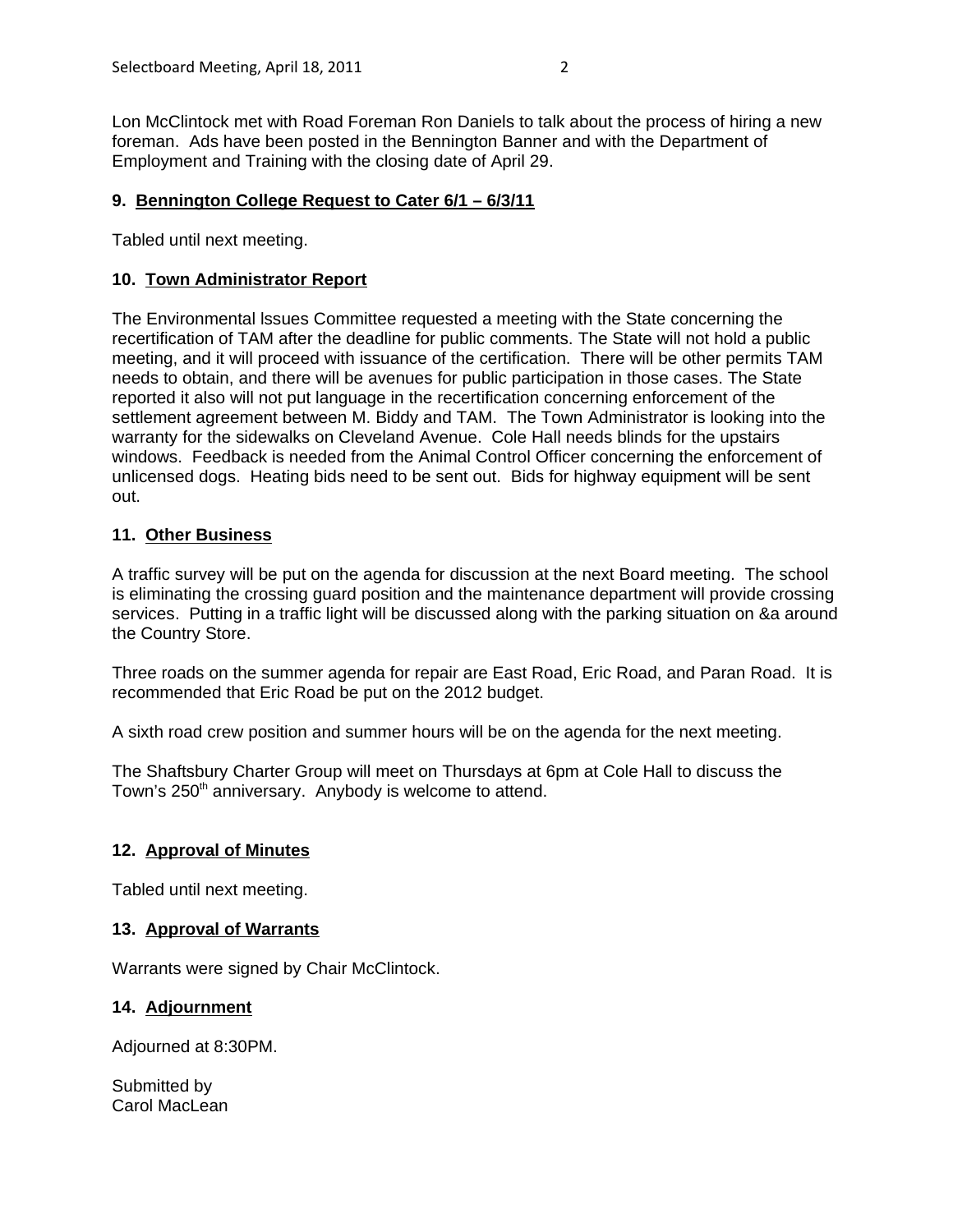Lon McClintock met with Road Foreman Ron Daniels to talk about the process of hiring a new foreman. Ads have been posted in the Bennington Banner and with the Department of Employment and Training with the closing date of April 29.

### 9. Bennington College Request to Cater 6/1 – 6/3/11

Tabled until next meeting.

### 10. Town Administrator Report

The Environmental lssues Committee requested a meeting with the State concerning the recertification of TAM after the deadline for public comments. The State will not hold a public meeting, and it will proceed with issuance of the certification. There will be other permits TAM needs to obtain, and there will be avenues for public participation in those cases. The State reported it also will not put language in the recertification concerning enforcement of the settlement agreement between M. Biddy and TAM. The Town Administrator is looking into the warranty for the sidewalks on Cleveland Avenue. Cole Hall needs blinds for the upstairs windows. Feedback is needed from the Animal Control Officer concerning the enforcement of unlicensed dogs. Heating bids need to be sent out. Bids for highway equipment will be sent out.

### 11. Other Business

A traffic survey will be put on the agenda for discussion at the next Board meeting. The school is eliminating the crossing guard position and the maintenance department will provide crossing services. Putting in a traffic light will be discussed along with the parking situation on &a around the Country Store.

Three roads on the summer agenda for repair are East Road, Eric Road, and Paran Road. It is recommended that Eric Road be put on the 2012 budget.

A sixth road crew position and summer hours will be on the agenda for the next meeting.

The Shaftsbury Charter Group will meet on Thursdays at 6pm at Cole Hall to discuss the Town's 250th anniversary. Anybody is welcome to attend.

### 12. Approval of Minutes

Tabled until next meeting.

### 13. Approval of Warrants

Warrants were signed by Chair McClintock.

### 14. Adjournment

Adjourned at 8:30PM.

Submitted by
Carol MacLean